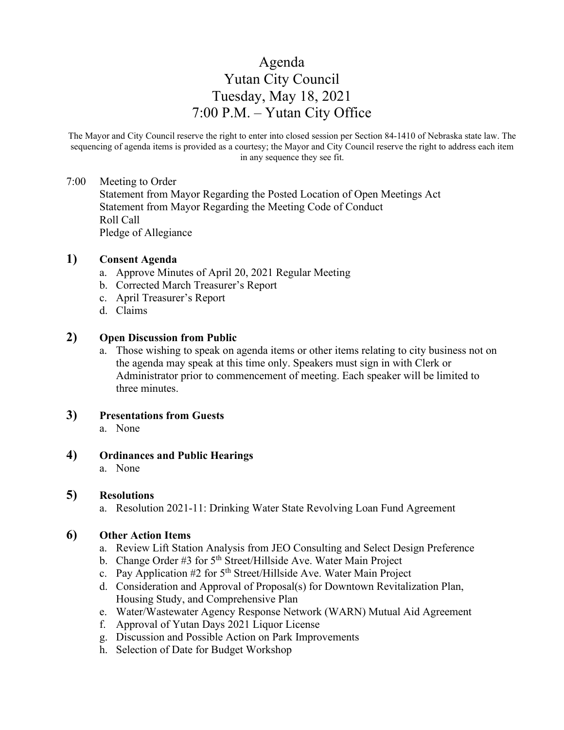# Agenda
# Yutan City Council
# Tuesday, May 18, 2021
# 7:00 P.M. – Yutan City Office

The Mayor and City Council reserve the right to enter into closed session per Section 84-1410 of Nebraska state law. The sequencing of agenda items is provided as a courtesy; the Mayor and City Council reserve the right to address each item in any sequence they see fit.

7:00 Meeting to Order
Statement from Mayor Regarding the Posted Location of Open Meetings Act
Statement from Mayor Regarding the Meeting Code of Conduct
Roll Call
Pledge of Allegiance

## 1) Consent Agenda

a. Approve Minutes of April 20, 2021 Regular Meeting
b. Corrected March Treasurer's Report
c. April Treasurer's Report
d. Claims

## 2) Open Discussion from Public

a. Those wishing to speak on agenda items or other items relating to city business not on the agenda may speak at this time only. Speakers must sign in with Clerk or Administrator prior to commencement of meeting. Each speaker will be limited to three minutes.

## 3) Presentations from Guests

a. None

## 4) Ordinances and Public Hearings

a. None

## 5) Resolutions

a. Resolution 2021-11: Drinking Water State Revolving Loan Fund Agreement

## 6) Other Action Items

a. Review Lift Station Analysis from JEO Consulting and Select Design Preference
b. Change Order #3 for 5th Street/Hillside Ave. Water Main Project
c. Pay Application #2 for 5th Street/Hillside Ave. Water Main Project
d. Consideration and Approval of Proposal(s) for Downtown Revitalization Plan, Housing Study, and Comprehensive Plan
e. Water/Wastewater Agency Response Network (WARN) Mutual Aid Agreement
f. Approval of Yutan Days 2021 Liquor License
g. Discussion and Possible Action on Park Improvements
h. Selection of Date for Budget Workshop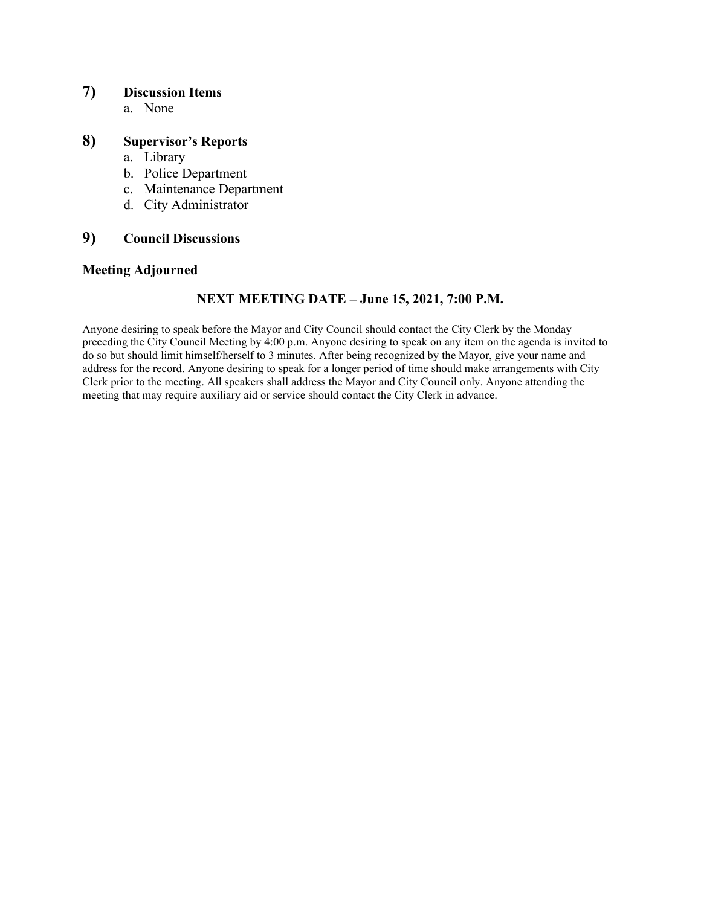## 7) Discussion Items

a. None

## 8) Supervisor's Reports

a. Library
b. Police Department
c. Maintenance Department
d. City Administrator

## 9) Council Discussions

**Meeting Adjourned**

**NEXT MEETING DATE – June 15, 2021, 7:00 P.M.**

Anyone desiring to speak before the Mayor and City Council should contact the City Clerk by the Monday preceding the City Council Meeting by 4:00 p.m. Anyone desiring to speak on any item on the agenda is invited to do so but should limit himself/herself to 3 minutes. After being recognized by the Mayor, give your name and address for the record. Anyone desiring to speak for a longer period of time should make arrangements with City Clerk prior to the meeting. All speakers shall address the Mayor and City Council only. Anyone attending the meeting that may require auxiliary aid or service should contact the City Clerk in advance.